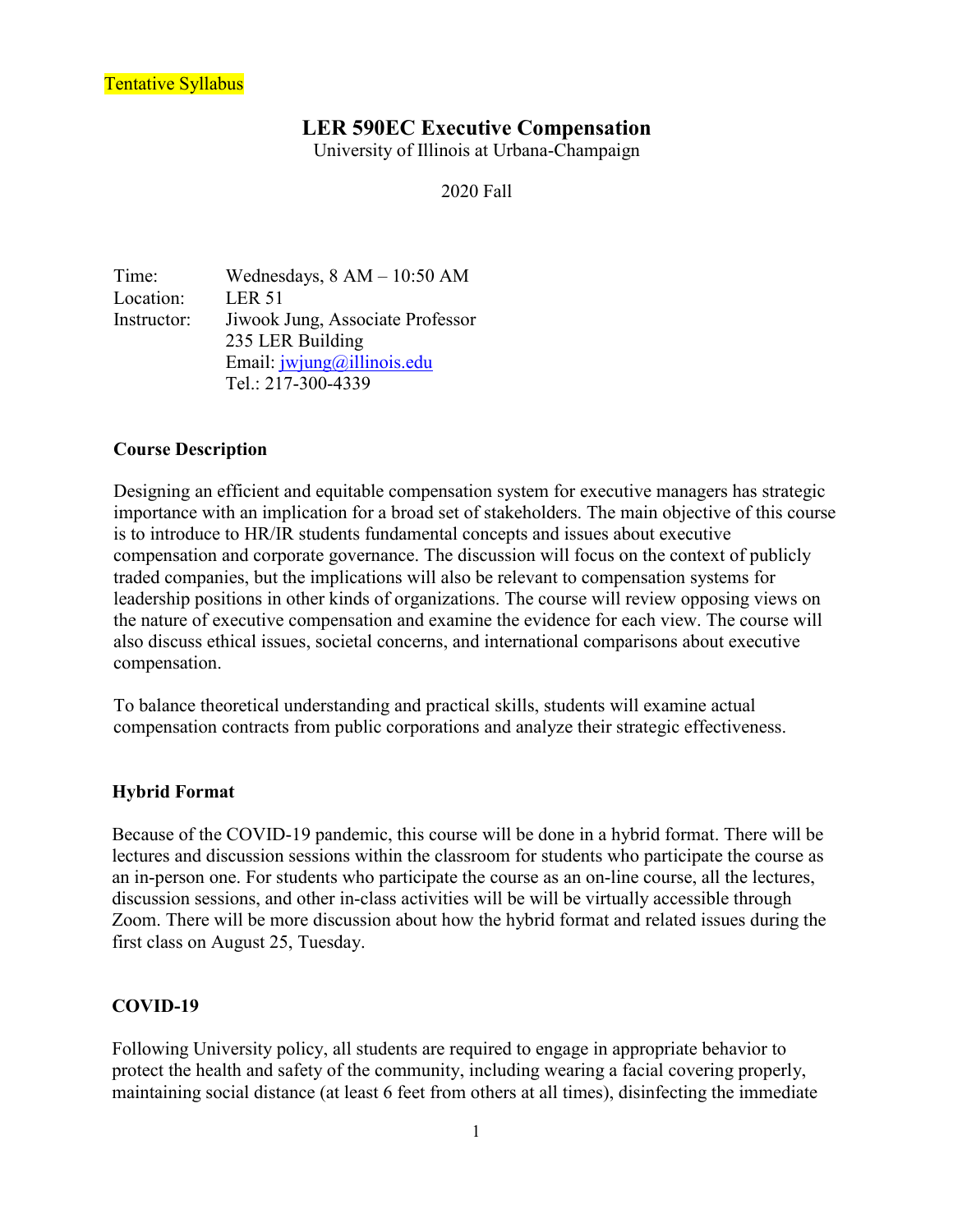Tentative Syllabus

# LER 590EC Executive Compensation

University of Illinois at Urbana-Champaign

2020 Fall

Time: Wednesdays, 8 AM – 10:50 AM
Location: LER 51
Instructor: Jiwook Jung, Associate Professor
235 LER Building
Email: jwjung@illinois.edu
Tel.: 217-300-4339

## Course Description

Designing an efficient and equitable compensation system for executive managers has strategic importance with an implication for a broad set of stakeholders. The main objective of this course is to introduce to HR/IR students fundamental concepts and issues about executive compensation and corporate governance. The discussion will focus on the context of publicly traded companies, but the implications will also be relevant to compensation systems for leadership positions in other kinds of organizations. The course will review opposing views on the nature of executive compensation and examine the evidence for each view. The course will also discuss ethical issues, societal concerns, and international comparisons about executive compensation.

To balance theoretical understanding and practical skills, students will examine actual compensation contracts from public corporations and analyze their strategic effectiveness.

## Hybrid Format

Because of the COVID-19 pandemic, this course will be done in a hybrid format. There will be lectures and discussion sessions within the classroom for students who participate the course as an in-person one. For students who participate the course as an on-line course, all the lectures, discussion sessions, and other in-class activities will be will be virtually accessible through Zoom. There will be more discussion about how the hybrid format and related issues during the first class on August 25, Tuesday.

## COVID-19

Following University policy, all students are required to engage in appropriate behavior to protect the health and safety of the community, including wearing a facial covering properly, maintaining social distance (at least 6 feet from others at all times), disinfecting the immediate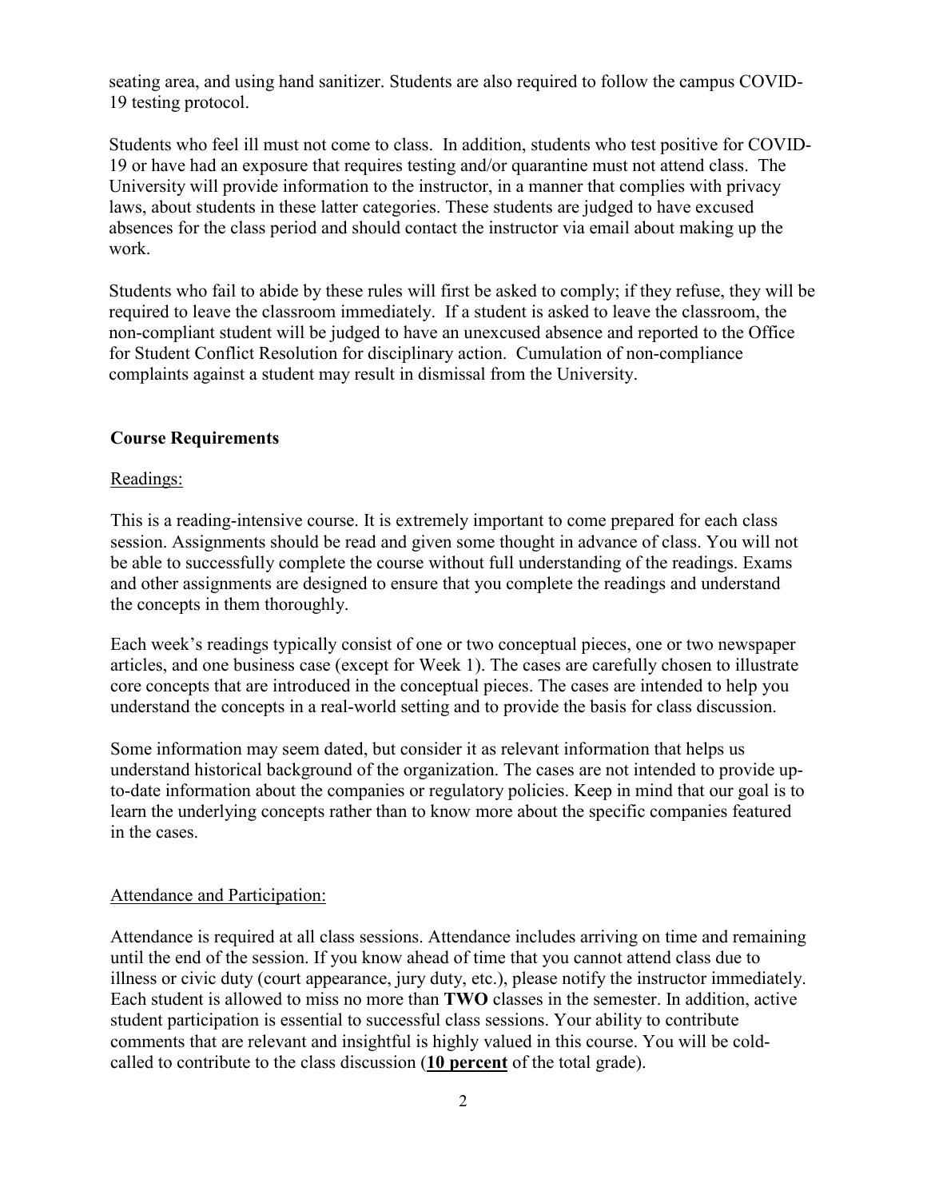seating area, and using hand sanitizer. Students are also required to follow the campus COVID-19 testing protocol.

Students who feel ill must not come to class. In addition, students who test positive for COVID-19 or have had an exposure that requires testing and/or quarantine must not attend class. The University will provide information to the instructor, in a manner that complies with privacy laws, about students in these latter categories. These students are judged to have excused absences for the class period and should contact the instructor via email about making up the work.

Students who fail to abide by these rules will first be asked to comply; if they refuse, they will be required to leave the classroom immediately. If a student is asked to leave the classroom, the non-compliant student will be judged to have an unexcused absence and reported to the Office for Student Conflict Resolution for disciplinary action. Cumulation of non-compliance complaints against a student may result in dismissal from the University.

## Course Requirements

### Readings:

This is a reading-intensive course. It is extremely important to come prepared for each class session. Assignments should be read and given some thought in advance of class. You will not be able to successfully complete the course without full understanding of the readings. Exams and other assignments are designed to ensure that you complete the readings and understand the concepts in them thoroughly.

Each week's readings typically consist of one or two conceptual pieces, one or two newspaper articles, and one business case (except for Week 1). The cases are carefully chosen to illustrate core concepts that are introduced in the conceptual pieces. The cases are intended to help you understand the concepts in a real-world setting and to provide the basis for class discussion.

Some information may seem dated, but consider it as relevant information that helps us understand historical background of the organization. The cases are not intended to provide up-to-date information about the companies or regulatory policies. Keep in mind that our goal is to learn the underlying concepts rather than to know more about the specific companies featured in the cases.

### Attendance and Participation:

Attendance is required at all class sessions. Attendance includes arriving on time and remaining until the end of the session. If you know ahead of time that you cannot attend class due to illness or civic duty (court appearance, jury duty, etc.), please notify the instructor immediately. Each student is allowed to miss no more than **TWO** classes in the semester. In addition, active student participation is essential to successful class sessions. Your ability to contribute comments that are relevant and insightful is highly valued in this course. You will be cold-called to contribute to the class discussion (**10 percent** of the total grade).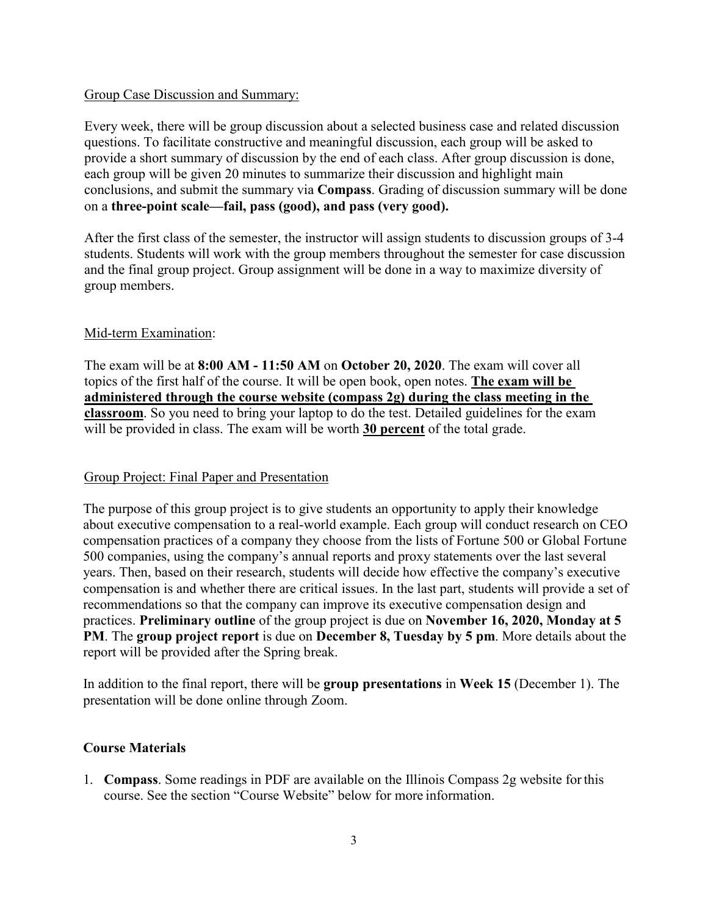Group Case Discussion and Summary:

Every week, there will be group discussion about a selected business case and related discussion questions. To facilitate constructive and meaningful discussion, each group will be asked to provide a short summary of discussion by the end of each class. After group discussion is done, each group will be given 20 minutes to summarize their discussion and highlight main conclusions, and submit the summary via **Compass**. Grading of discussion summary will be done on a **three-point scale—fail, pass (good), and pass (very good).**

After the first class of the semester, the instructor will assign students to discussion groups of 3-4 students. Students will work with the group members throughout the semester for case discussion and the final group project. Group assignment will be done in a way to maximize diversity of group members.

Mid-term Examination:

The exam will be at **8:00 AM - 11:50 AM** on **October 20, 2020**. The exam will cover all topics of the first half of the course. It will be open book, open notes. **The exam will be administered through the course website (compass 2g) during the class meeting in the classroom**. So you need to bring your laptop to do the test. Detailed guidelines for the exam will be provided in class. The exam will be worth **30 percent** of the total grade.

Group Project: Final Paper and Presentation

The purpose of this group project is to give students an opportunity to apply their knowledge about executive compensation to a real-world example. Each group will conduct research on CEO compensation practices of a company they choose from the lists of Fortune 500 or Global Fortune 500 companies, using the company's annual reports and proxy statements over the last several years. Then, based on their research, students will decide how effective the company's executive compensation is and whether there are critical issues. In the last part, students will provide a set of recommendations so that the company can improve its executive compensation design and practices. **Preliminary outline** of the group project is due on **November 16, 2020, Monday at 5 PM**. The **group project report** is due on **December 8, Tuesday by 5 pm**. More details about the report will be provided after the Spring break.

In addition to the final report, there will be **group presentations** in **Week 15** (December 1). The presentation will be done online through Zoom.

**Course Materials**

1. **Compass**. Some readings in PDF are available on the Illinois Compass 2g website for this course. See the section "Course Website" below for more information.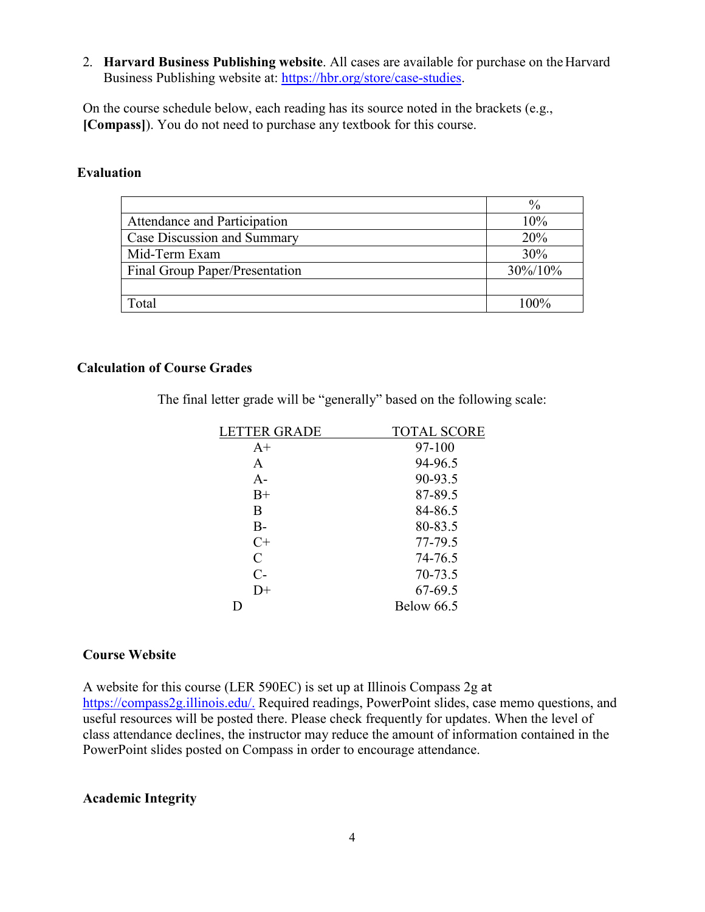2. **Harvard Business Publishing website**. All cases are available for purchase on the Harvard Business Publishing website at: https://hbr.org/store/case-studies.

On the course schedule below, each reading has its source noted in the brackets (e.g., **[Compass]**). You do not need to purchase any textbook for this course.

## Evaluation

| | % |
|---|---|
| Attendance and Participation | 10% |
| Case Discussion and Summary | 20% |
| Mid-Term Exam | 30% |
| Final Group Paper/Presentation | 30%/10% |
| | |
| Total | 100% |

## Calculation of Course Grades

The final letter grade will be "generally" based on the following scale:

| LETTER GRADE | TOTAL SCORE |
|---|---|
| A+ | 97-100 |
| A | 94-96.5 |
| A- | 90-93.5 |
| B+ | 87-89.5 |
| B | 84-86.5 |
| B- | 80-83.5 |
| C+ | 77-79.5 |
| C | 74-76.5 |
| C- | 70-73.5 |
| D+ | 67-69.5 |
| D | Below 66.5 |

## Course Website

A website for this course (LER 590EC) is set up at Illinois Compass 2g at https://compass2g.illinois.edu/. Required readings, PowerPoint slides, case memo questions, and useful resources will be posted there. Please check frequently for updates. When the level of class attendance declines, the instructor may reduce the amount of information contained in the PowerPoint slides posted on Compass in order to encourage attendance.

## Academic Integrity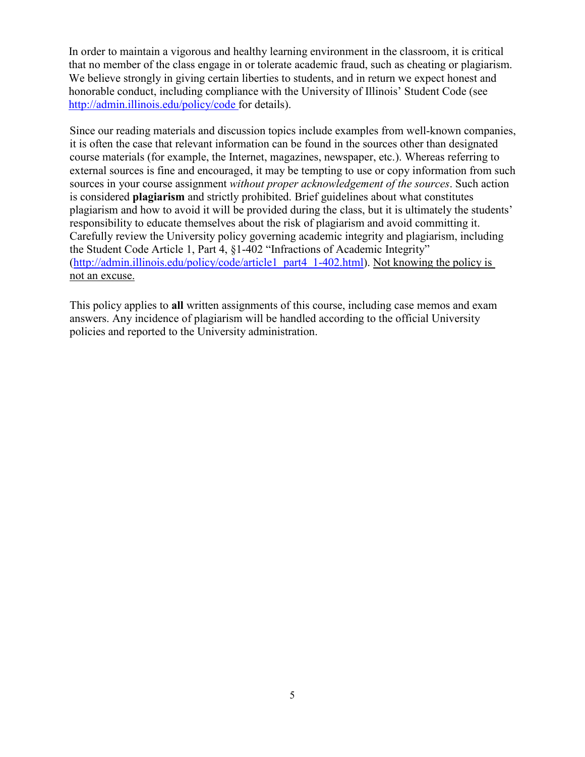In order to maintain a vigorous and healthy learning environment in the classroom, it is critical that no member of the class engage in or tolerate academic fraud, such as cheating or plagiarism. We believe strongly in giving certain liberties to students, and in return we expect honest and honorable conduct, including compliance with the University of Illinois' Student Code (see [http://admin.illinois.edu/policy/code](http://admin.illinois.edu/policy/code) for details).

Since our reading materials and discussion topics include examples from well-known companies, it is often the case that relevant information can be found in the sources other than designated course materials (for example, the Internet, magazines, newspaper, etc.). Whereas referring to external sources is fine and encouraged, it may be tempting to use or copy information from such sources in your course assignment *without proper acknowledgement of the sources*. Such action is considered **plagiarism** and strictly prohibited. Brief guidelines about what constitutes plagiarism and how to avoid it will be provided during the class, but it is ultimately the students' responsibility to educate themselves about the risk of plagiarism and avoid committing it. Carefully review the University policy governing academic integrity and plagiarism, including the Student Code Article 1, Part 4, §1-402 "Infractions of Academic Integrity" ([http://admin.illinois.edu/policy/code/article1_part4_1-402.html](http://admin.illinois.edu/policy/code/article1_part4_1-402.html)). <u>Not knowing the policy is not an excuse.</u>

This policy applies to **all** written assignments of this course, including case memos and exam answers. Any incidence of plagiarism will be handled according to the official University policies and reported to the University administration.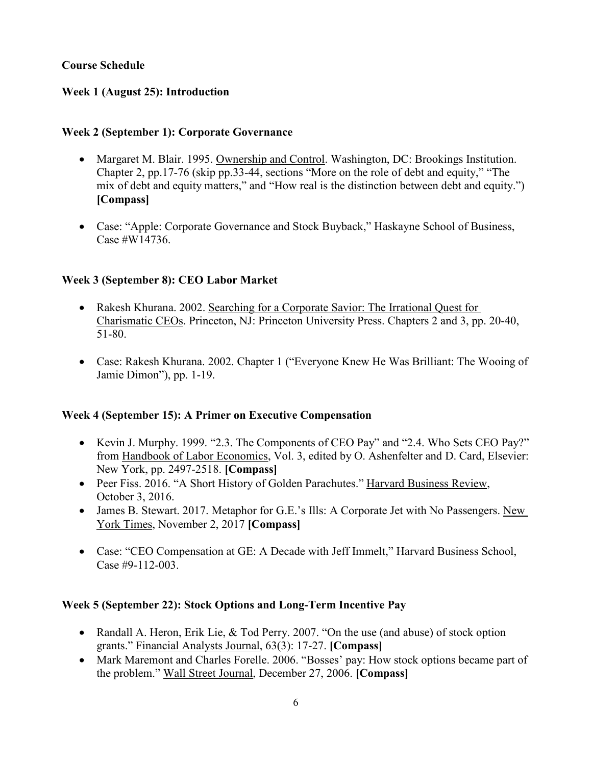**Course Schedule**

**Week 1 (August 25): Introduction**

**Week 2 (September 1): Corporate Governance**

- Margaret M. Blair. 1995. Ownership and Control. Washington, DC: Brookings Institution. Chapter 2, pp.17-76 (skip pp.33-44, sections "More on the role of debt and equity," "The mix of debt and equity matters," and "How real is the distinction between debt and equity.") **[Compass]**

- Case: "Apple: Corporate Governance and Stock Buyback," Haskayne School of Business, Case #W14736.

**Week 3 (September 8): CEO Labor Market**

- Rakesh Khurana. 2002. Searching for a Corporate Savior: The Irrational Quest for Charismatic CEOs. Princeton, NJ: Princeton University Press. Chapters 2 and 3, pp. 20-40, 51-80.

- Case: Rakesh Khurana. 2002. Chapter 1 ("Everyone Knew He Was Brilliant: The Wooing of Jamie Dimon"), pp. 1-19.

**Week 4 (September 15): A Primer on Executive Compensation**

- Kevin J. Murphy. 1999. "2.3. The Components of CEO Pay" and "2.4. Who Sets CEO Pay?" from Handbook of Labor Economics, Vol. 3, edited by O. Ashenfelter and D. Card, Elsevier: New York, pp. 2497-2518. **[Compass]**
- Peer Fiss. 2016. "A Short History of Golden Parachutes." Harvard Business Review, October 3, 2016.
- James B. Stewart. 2017. Metaphor for G.E.'s Ills: A Corporate Jet with No Passengers. New York Times, November 2, 2017 **[Compass]**

- Case: "CEO Compensation at GE: A Decade with Jeff Immelt," Harvard Business School, Case #9-112-003.

**Week 5 (September 22): Stock Options and Long-Term Incentive Pay**

- Randall A. Heron, Erik Lie, & Tod Perry. 2007. "On the use (and abuse) of stock option grants." Financial Analysts Journal, 63(3): 17-27. **[Compass]**
- Mark Maremont and Charles Forelle. 2006. "Bosses' pay: How stock options became part of the problem." Wall Street Journal, December 27, 2006. **[Compass]**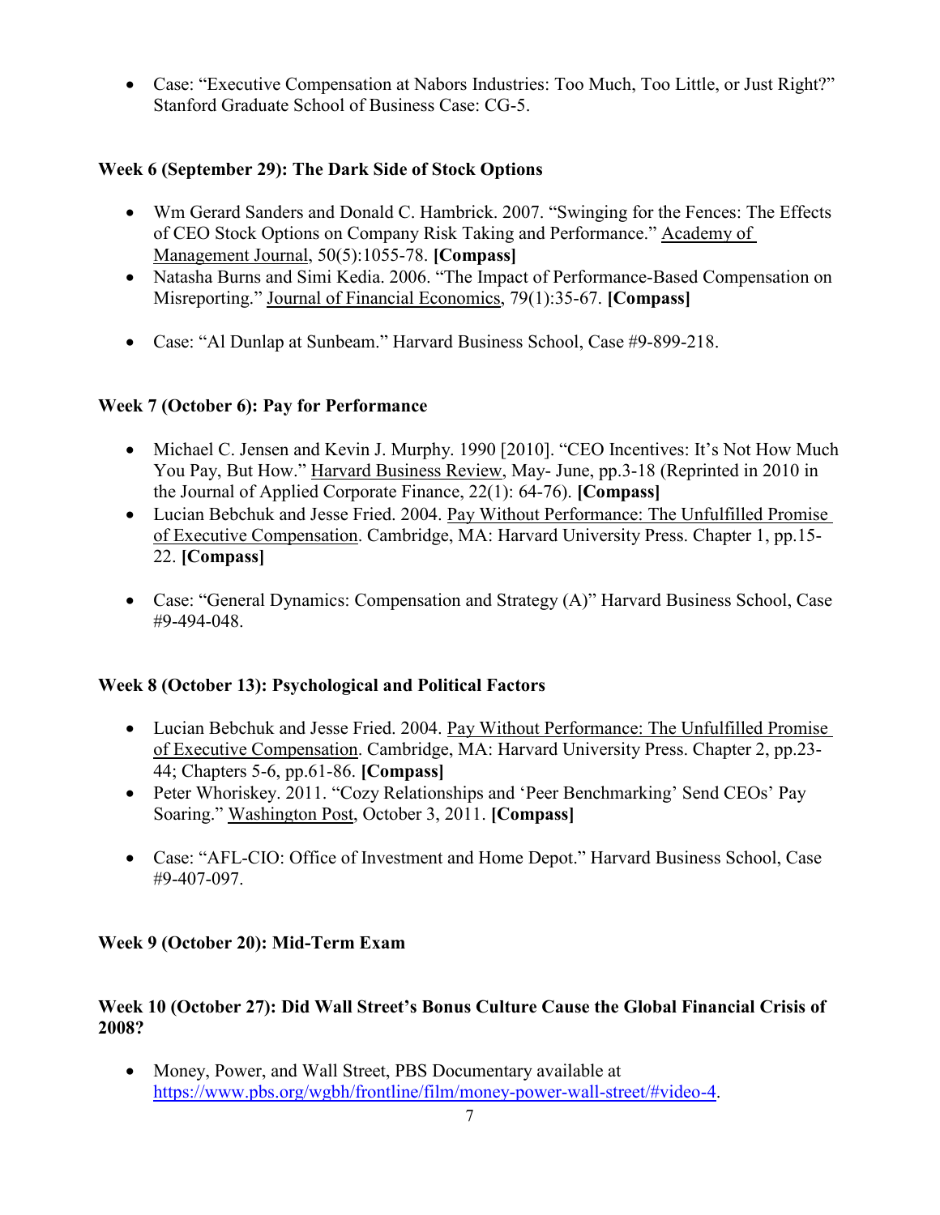- Case: "Executive Compensation at Nabors Industries: Too Much, Too Little, or Just Right?" Stanford Graduate School of Business Case: CG-5.

**Week 6 (September 29): The Dark Side of Stock Options**

- Wm Gerard Sanders and Donald C. Hambrick. 2007. "Swinging for the Fences: The Effects of CEO Stock Options on Company Risk Taking and Performance." Academy of Management Journal, 50(5):1055-78. **[Compass]**
- Natasha Burns and Simi Kedia. 2006. "The Impact of Performance-Based Compensation on Misreporting." Journal of Financial Economics, 79(1):35-67. **[Compass]**

- Case: "Al Dunlap at Sunbeam." Harvard Business School, Case #9-899-218.

**Week 7 (October 6): Pay for Performance**

- Michael C. Jensen and Kevin J. Murphy. 1990 [2010]. "CEO Incentives: It's Not How Much You Pay, But How." Harvard Business Review, May- June, pp.3-18 (Reprinted in 2010 in the Journal of Applied Corporate Finance, 22(1): 64-76). **[Compass]**
- Lucian Bebchuk and Jesse Fried. 2004. Pay Without Performance: The Unfulfilled Promise of Executive Compensation. Cambridge, MA: Harvard University Press. Chapter 1, pp.15-22. **[Compass]**

- Case: "General Dynamics: Compensation and Strategy (A)" Harvard Business School, Case #9-494-048.

**Week 8 (October 13): Psychological and Political Factors**

- Lucian Bebchuk and Jesse Fried. 2004. Pay Without Performance: The Unfulfilled Promise of Executive Compensation. Cambridge, MA: Harvard University Press. Chapter 2, pp.23-44; Chapters 5-6, pp.61-86. **[Compass]**
- Peter Whoriskey. 2011. "Cozy Relationships and 'Peer Benchmarking' Send CEOs' Pay Soaring." Washington Post, October 3, 2011. **[Compass]**

- Case: "AFL-CIO: Office of Investment and Home Depot." Harvard Business School, Case #9-407-097.

**Week 9 (October 20): Mid-Term Exam**

**Week 10 (October 27): Did Wall Street's Bonus Culture Cause the Global Financial Crisis of 2008?**

- Money, Power, and Wall Street, PBS Documentary available at https://www.pbs.org/wgbh/frontline/film/money-power-wall-street/#video-4.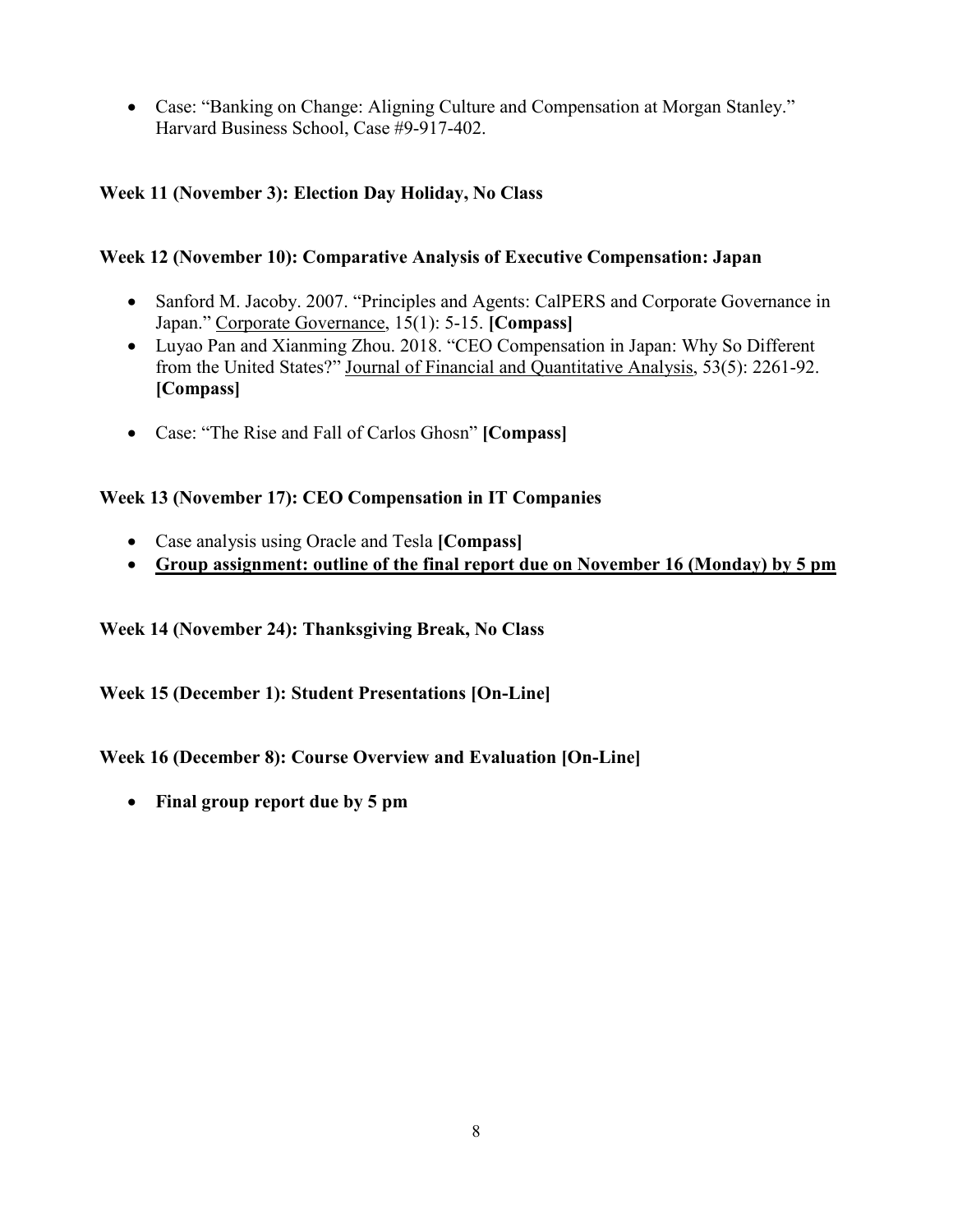- Case: "Banking on Change: Aligning Culture and Compensation at Morgan Stanley." Harvard Business School, Case #9-917-402.

**Week 11 (November 3): Election Day Holiday, No Class**

**Week 12 (November 10): Comparative Analysis of Executive Compensation: Japan**

- Sanford M. Jacoby. 2007. "Principles and Agents: CalPERS and Corporate Governance in Japan." Corporate Governance, 15(1): 5-15. **[Compass]**
- Luyao Pan and Xianming Zhou. 2018. "CEO Compensation in Japan: Why So Different from the United States?" Journal of Financial and Quantitative Analysis, 53(5): 2261-92. **[Compass]**
- Case: "The Rise and Fall of Carlos Ghosn" **[Compass]**

**Week 13 (November 17): CEO Compensation in IT Companies**

- Case analysis using Oracle and Tesla **[Compass]**
- **Group assignment: outline of the final report due on November 16 (Monday) by 5 pm**

**Week 14 (November 24): Thanksgiving Break, No Class**

**Week 15 (December 1): Student Presentations [On-Line]**

**Week 16 (December 8): Course Overview and Evaluation [On-Line]**

- **Final group report due by 5 pm**